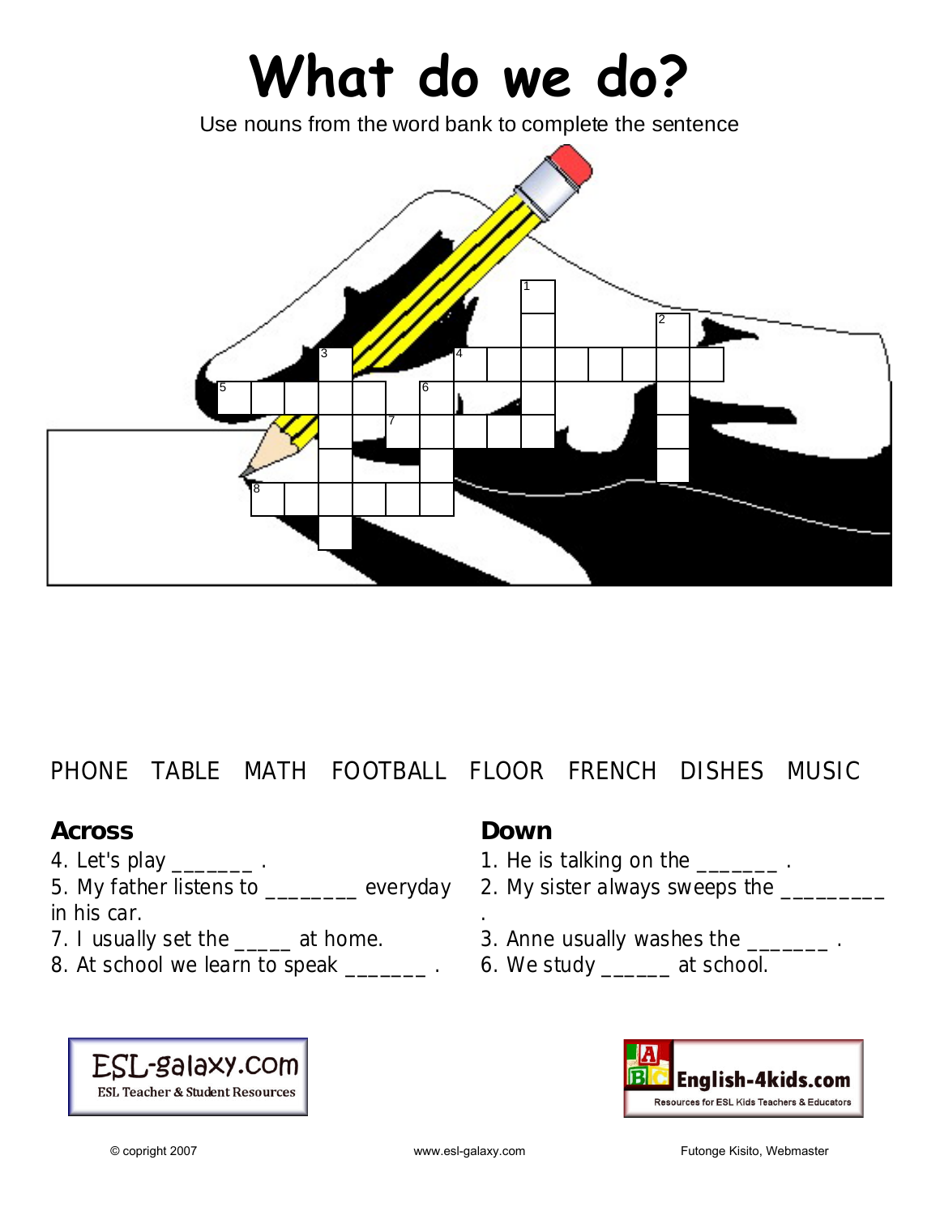# What do we do?

Use nouns from the word bank to complete the sentence

PHONE TABLE MATH FOOTBALL FLOOR FRENCH DISHES MUSIC

## Across

4. Let's play _______ .
5. My father listens to ________ everyday in his car.
7. I usually set the _____ at home.
8. At school we learn to speak _______ .

## Down

1. He is talking on the _______ .
2. My sister always sweeps the _________ .
3. Anne usually washes the _______ .
6. We study ______ at school.

ESL-galaxy.com
ESL Teacher & Student Resources

English-4kids.com
Resources for ESL Kids Teachers & Educators

© copright 2007 www.esl-galaxy.com Futonge Kisito, Webmaster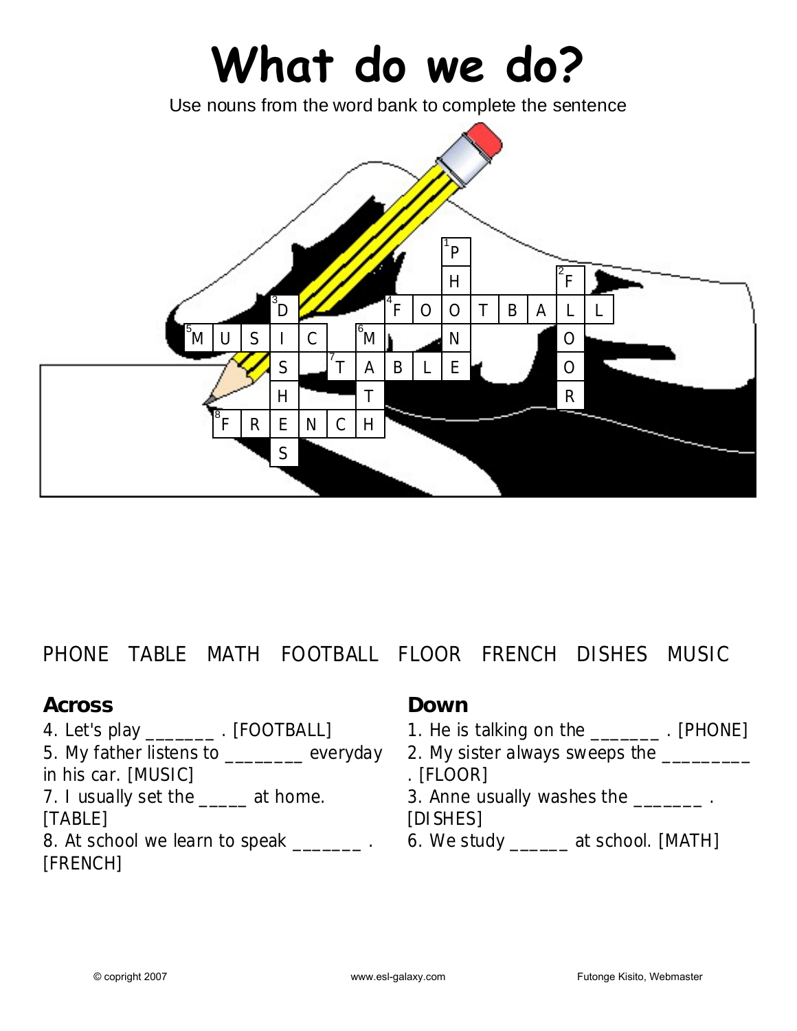# What do we do?

Use nouns from the word bank to complete the sentence

PHONE TABLE MATH FOOTBALL FLOOR FRENCH DISHES MUSIC

## Across

4. Let's play _______ . [FOOTBALL]
5. My father listens to ________ everyday in his car. [MUSIC]
7. I usually set the _____ at home. [TABLE]
8. At school we learn to speak _______ . [FRENCH]

## Down

1. He is talking on the _______ . [PHONE]
2. My sister always sweeps the _________ . [FLOOR]
3. Anne usually washes the _______ . [DISHES]
6. We study ______ at school. [MATH]

© copright 2007 www.esl-galaxy.com Futonge Kisito, Webmaster